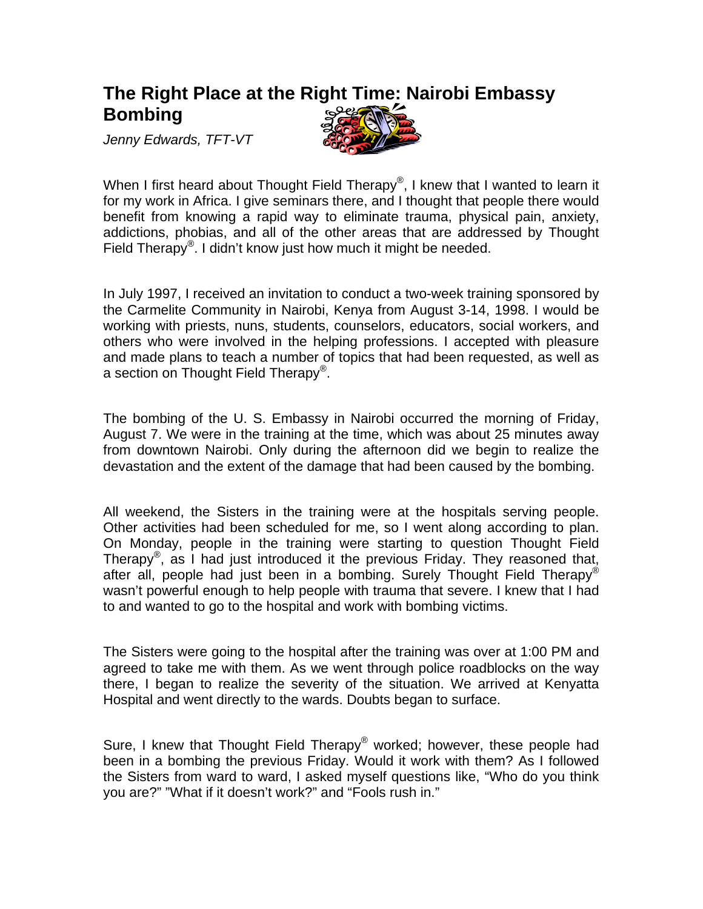# The Right Place at the Right Time: Nairobi Embassy Bombing

*Jenny Edwards, TFT-VT*

When I first heard about Thought Field Therapy®, I knew that I wanted to learn it for my work in Africa. I give seminars there, and I thought that people there would benefit from knowing a rapid way to eliminate trauma, physical pain, anxiety, addictions, phobias, and all of the other areas that are addressed by Thought Field Therapy®. I didn't know just how much it might be needed.

In July 1997, I received an invitation to conduct a two-week training sponsored by the Carmelite Community in Nairobi, Kenya from August 3-14, 1998. I would be working with priests, nuns, students, counselors, educators, social workers, and others who were involved in the helping professions. I accepted with pleasure and made plans to teach a number of topics that had been requested, as well as a section on Thought Field Therapy®.

The bombing of the U. S. Embassy in Nairobi occurred the morning of Friday, August 7. We were in the training at the time, which was about 25 minutes away from downtown Nairobi. Only during the afternoon did we begin to realize the devastation and the extent of the damage that had been caused by the bombing.

All weekend, the Sisters in the training were at the hospitals serving people. Other activities had been scheduled for me, so I went along according to plan. On Monday, people in the training were starting to question Thought Field Therapy®, as I had just introduced it the previous Friday. They reasoned that, after all, people had just been in a bombing. Surely Thought Field Therapy® wasn't powerful enough to help people with trauma that severe. I knew that I had to and wanted to go to the hospital and work with bombing victims.

The Sisters were going to the hospital after the training was over at 1:00 PM and agreed to take me with them. As we went through police roadblocks on the way there, I began to realize the severity of the situation. We arrived at Kenyatta Hospital and went directly to the wards. Doubts began to surface.

Sure, I knew that Thought Field Therapy® worked; however, these people had been in a bombing the previous Friday. Would it work with them? As I followed the Sisters from ward to ward, I asked myself questions like, "Who do you think you are?" "What if it doesn't work?" and "Fools rush in."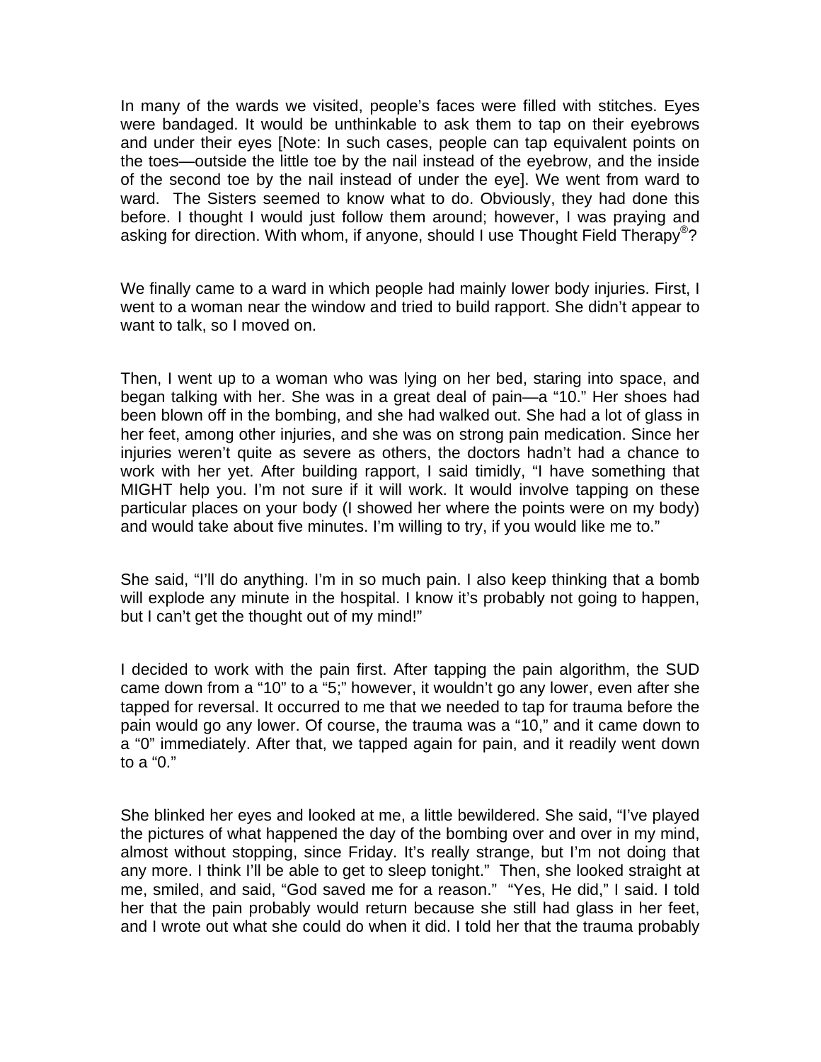In many of the wards we visited, people's faces were filled with stitches. Eyes were bandaged. It would be unthinkable to ask them to tap on their eyebrows and under their eyes [Note: In such cases, people can tap equivalent points on the toes—outside the little toe by the nail instead of the eyebrow, and the inside of the second toe by the nail instead of under the eye]. We went from ward to ward. The Sisters seemed to know what to do. Obviously, they had done this before. I thought I would just follow them around; however, I was praying and asking for direction. With whom, if anyone, should I use Thought Field Therapy®?

We finally came to a ward in which people had mainly lower body injuries. First, I went to a woman near the window and tried to build rapport. She didn't appear to want to talk, so I moved on.

Then, I went up to a woman who was lying on her bed, staring into space, and began talking with her. She was in a great deal of pain—a "10." Her shoes had been blown off in the bombing, and she had walked out. She had a lot of glass in her feet, among other injuries, and she was on strong pain medication. Since her injuries weren't quite as severe as others, the doctors hadn't had a chance to work with her yet. After building rapport, I said timidly, "I have something that MIGHT help you. I'm not sure if it will work. It would involve tapping on these particular places on your body (I showed her where the points were on my body) and would take about five minutes. I'm willing to try, if you would like me to."

She said, "I'll do anything. I'm in so much pain. I also keep thinking that a bomb will explode any minute in the hospital. I know it's probably not going to happen, but I can't get the thought out of my mind!"

I decided to work with the pain first. After tapping the pain algorithm, the SUD came down from a "10" to a "5;" however, it wouldn't go any lower, even after she tapped for reversal. It occurred to me that we needed to tap for trauma before the pain would go any lower. Of course, the trauma was a "10," and it came down to a "0" immediately. After that, we tapped again for pain, and it readily went down to a "0."

She blinked her eyes and looked at me, a little bewildered. She said, "I've played the pictures of what happened the day of the bombing over and over in my mind, almost without stopping, since Friday. It's really strange, but I'm not doing that any more. I think I'll be able to get to sleep tonight." Then, she looked straight at me, smiled, and said, "God saved me for a reason." "Yes, He did," I said. I told her that the pain probably would return because she still had glass in her feet, and I wrote out what she could do when it did. I told her that the trauma probably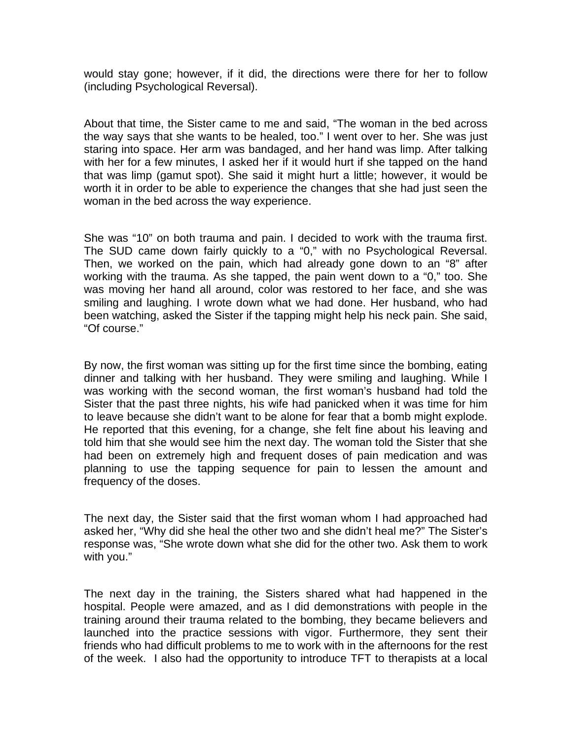would stay gone; however, if it did, the directions were there for her to follow (including Psychological Reversal).

About that time, the Sister came to me and said, “The woman in the bed across the way says that she wants to be healed, too.” I went over to her. She was just staring into space. Her arm was bandaged, and her hand was limp. After talking with her for a few minutes, I asked her if it would hurt if she tapped on the hand that was limp (gamut spot). She said it might hurt a little; however, it would be worth it in order to be able to experience the changes that she had just seen the woman in the bed across the way experience.

She was “10” on both trauma and pain. I decided to work with the trauma first. The SUD came down fairly quickly to a “0,” with no Psychological Reversal. Then, we worked on the pain, which had already gone down to an “8” after working with the trauma. As she tapped, the pain went down to a “0,” too. She was moving her hand all around, color was restored to her face, and she was smiling and laughing. I wrote down what we had done. Her husband, who had been watching, asked the Sister if the tapping might help his neck pain. She said, “Of course.”

By now, the first woman was sitting up for the first time since the bombing, eating dinner and talking with her husband. They were smiling and laughing. While I was working with the second woman, the first woman’s husband had told the Sister that the past three nights, his wife had panicked when it was time for him to leave because she didn’t want to be alone for fear that a bomb might explode. He reported that this evening, for a change, she felt fine about his leaving and told him that she would see him the next day. The woman told the Sister that she had been on extremely high and frequent doses of pain medication and was planning to use the tapping sequence for pain to lessen the amount and frequency of the doses.

The next day, the Sister said that the first woman whom I had approached had asked her, “Why did she heal the other two and she didn’t heal me?” The Sister’s response was, “She wrote down what she did for the other two. Ask them to work with you.”

The next day in the training, the Sisters shared what had happened in the hospital. People were amazed, and as I did demonstrations with people in the training around their trauma related to the bombing, they became believers and launched into the practice sessions with vigor. Furthermore, they sent their friends who had difficult problems to me to work with in the afternoons for the rest of the week. I also had the opportunity to introduce TFT to therapists at a local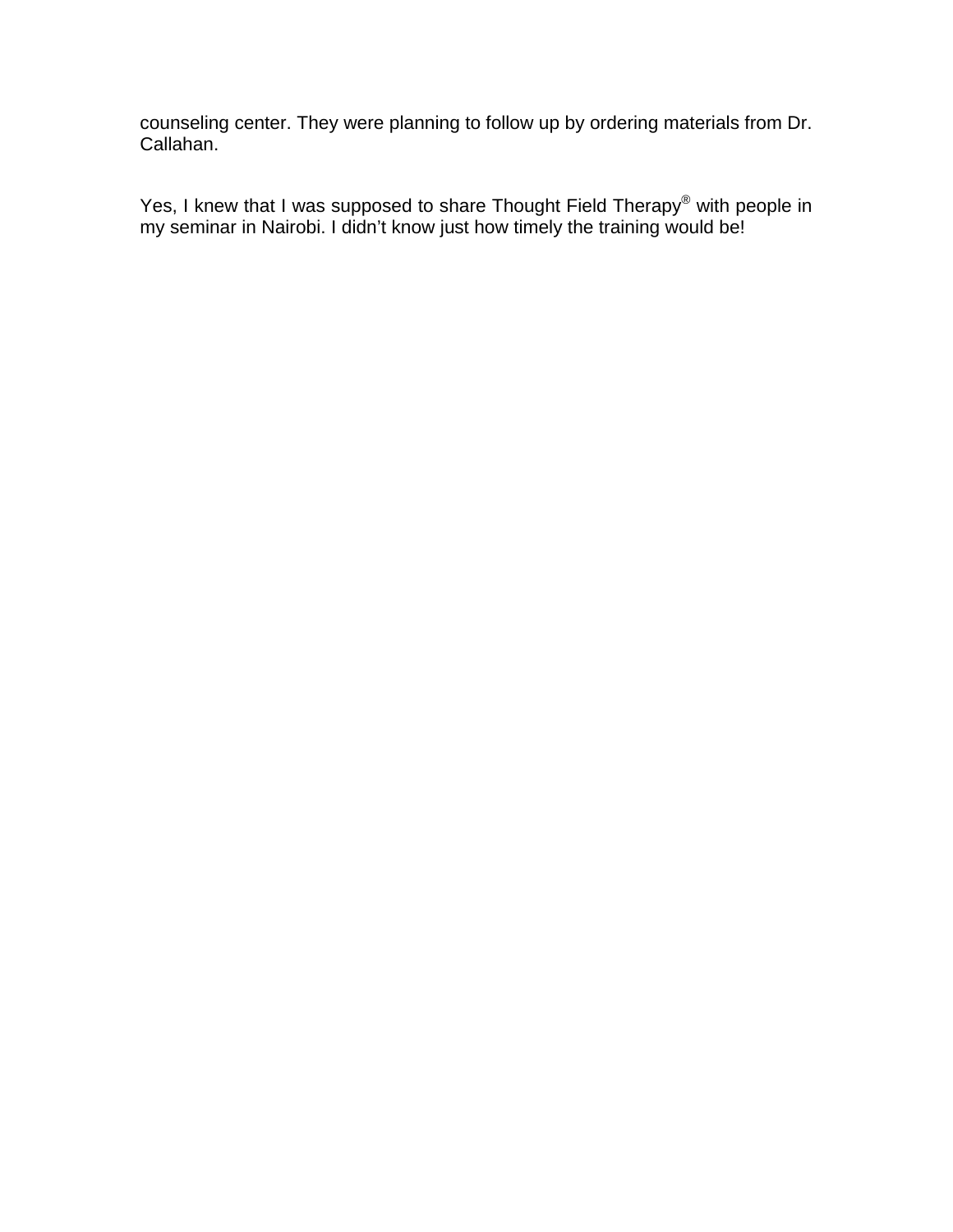counseling center. They were planning to follow up by ordering materials from Dr. Callahan.

Yes, I knew that I was supposed to share Thought Field Therapy® with people in my seminar in Nairobi. I didn't know just how timely the training would be!